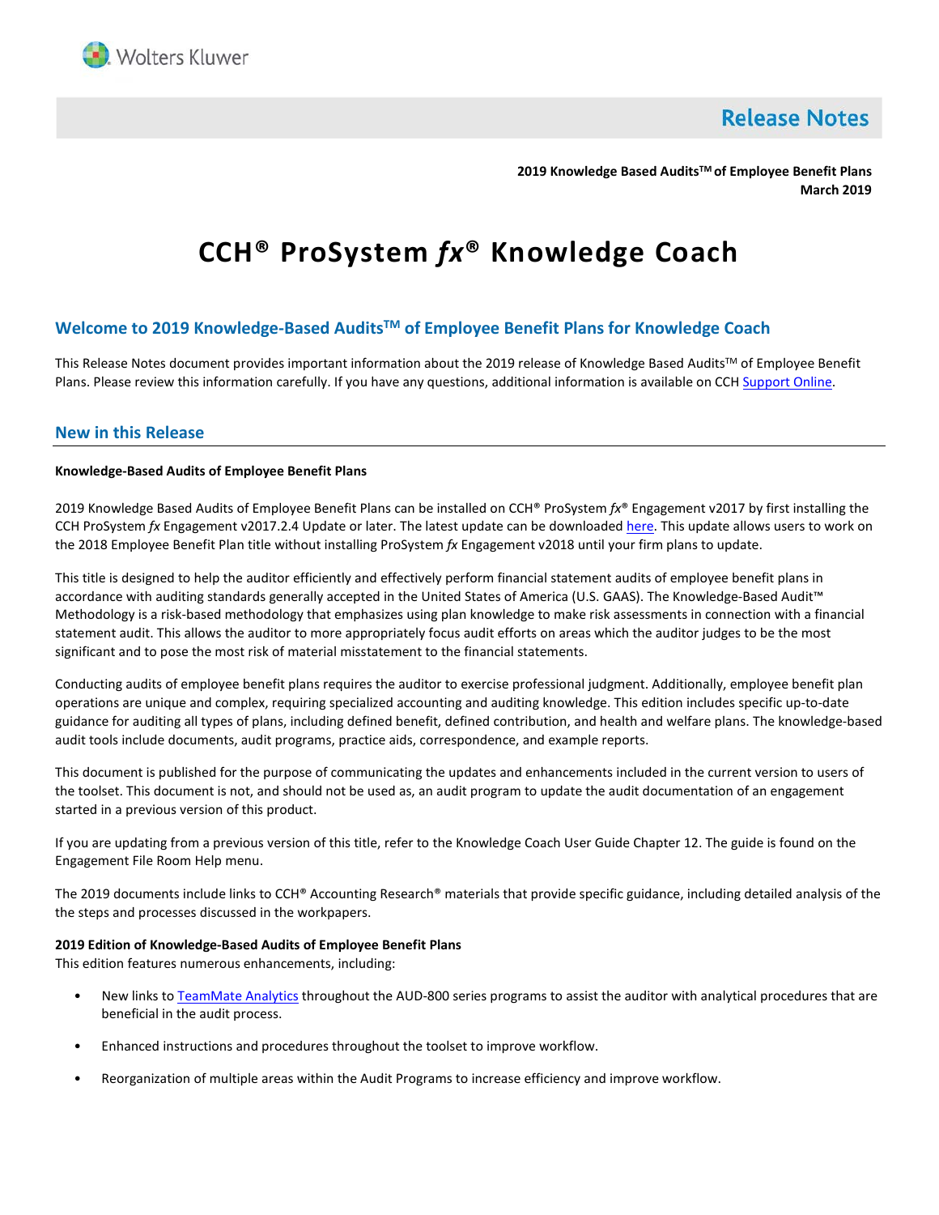# Release Notes

**2019 Knowledge Based Audits™ of Employee Benefit Plans**
**March 2019**

# CCH® ProSystem *fx*® Knowledge Coach

## Welcome to 2019 Knowledge-Based Audits™ of Employee Benefit Plans for Knowledge Coach

This Release Notes document provides important information about the 2019 release of Knowledge Based Audits™ of Employee Benefit Plans. Please review this information carefully. If you have any questions, additional information is available on CCH Support Online.

## New in this Release

**Knowledge-Based Audits of Employee Benefit Plans**

2019 Knowledge Based Audits of Employee Benefit Plans can be installed on CCH® ProSystem *fx*® Engagement v2017 by first installing the CCH ProSystem *fx* Engagement v2017.2.4 Update or later. The latest update can be downloaded here. This update allows users to work on the 2018 Employee Benefit Plan title without installing ProSystem *fx* Engagement v2018 until your firm plans to update.

This title is designed to help the auditor efficiently and effectively perform financial statement audits of employee benefit plans in accordance with auditing standards generally accepted in the United States of America (U.S. GAAS). The Knowledge-Based Audit™ Methodology is a risk-based methodology that emphasizes using plan knowledge to make risk assessments in connection with a financial statement audit. This allows the auditor to more appropriately focus audit efforts on areas which the auditor judges to be the most significant and to pose the most risk of material misstatement to the financial statements.

Conducting audits of employee benefit plans requires the auditor to exercise professional judgment. Additionally, employee benefit plan operations are unique and complex, requiring specialized accounting and auditing knowledge. This edition includes specific up-to-date guidance for auditing all types of plans, including defined benefit, defined contribution, and health and welfare plans. The knowledge-based audit tools include documents, audit programs, practice aids, correspondence, and example reports.

This document is published for the purpose of communicating the updates and enhancements included in the current version to users of the toolset. This document is not, and should not be used as, an audit program to update the audit documentation of an engagement started in a previous version of this product.

If you are updating from a previous version of this title, refer to the Knowledge Coach User Guide Chapter 12. The guide is found on the Engagement File Room Help menu.

The 2019 documents include links to CCH® Accounting Research® materials that provide specific guidance, including detailed analysis of the the steps and processes discussed in the workpapers.

**2019 Edition of Knowledge-Based Audits of Employee Benefit Plans**
This edition features numerous enhancements, including:

- New links to TeamMate Analytics throughout the AUD-800 series programs to assist the auditor with analytical procedures that are beneficial in the audit process.
- Enhanced instructions and procedures throughout the toolset to improve workflow.
- Reorganization of multiple areas within the Audit Programs to increase efficiency and improve workflow.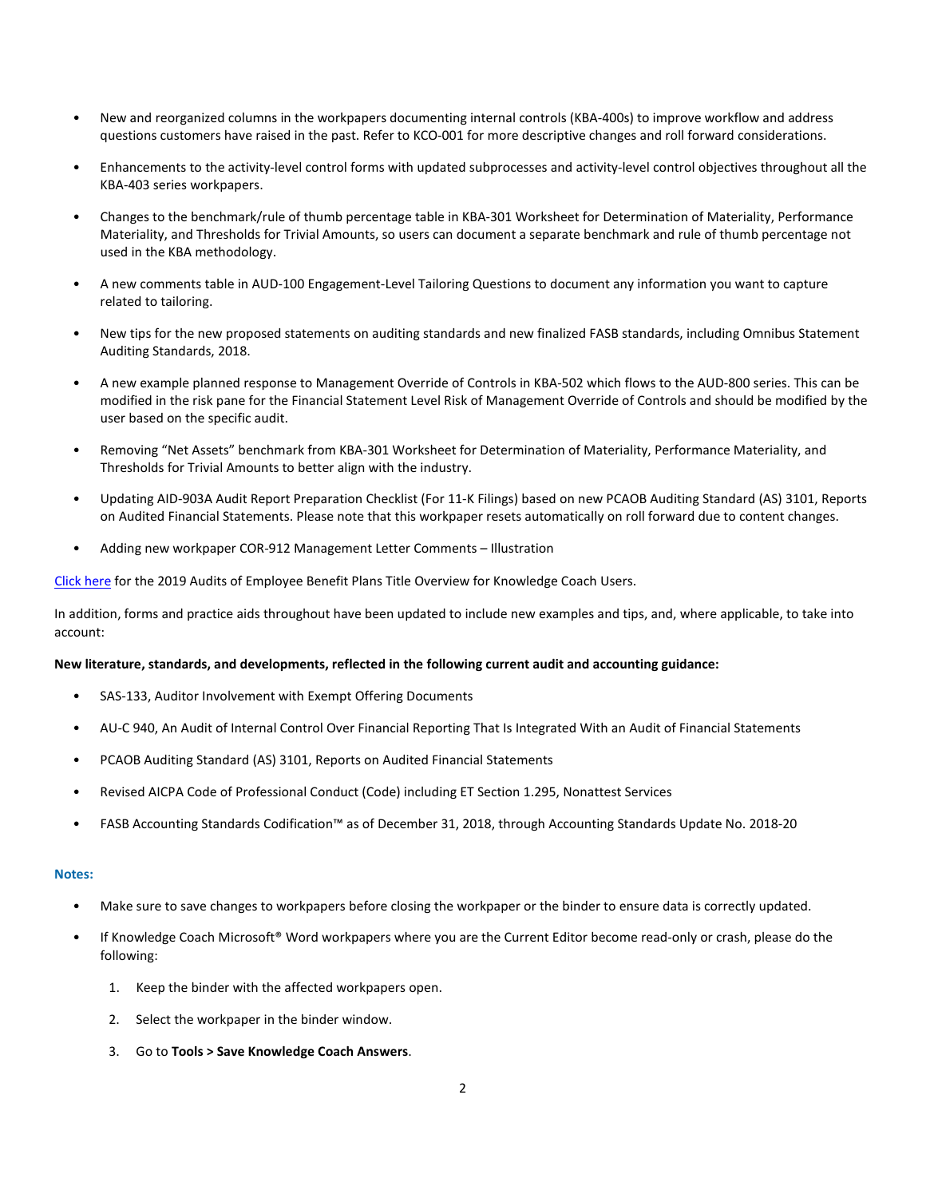- New and reorganized columns in the workpapers documenting internal controls (KBA-400s) to improve workflow and address questions customers have raised in the past. Refer to KCO-001 for more descriptive changes and roll forward considerations.

- Enhancements to the activity-level control forms with updated subprocesses and activity-level control objectives throughout all the KBA-403 series workpapers.

- Changes to the benchmark/rule of thumb percentage table in KBA-301 Worksheet for Determination of Materiality, Performance Materiality, and Thresholds for Trivial Amounts, so users can document a separate benchmark and rule of thumb percentage not used in the KBA methodology.

- A new comments table in AUD-100 Engagement-Level Tailoring Questions to document any information you want to capture related to tailoring.

- New tips for the new proposed statements on auditing standards and new finalized FASB standards, including Omnibus Statement Auditing Standards, 2018.

- A new example planned response to Management Override of Controls in KBA-502 which flows to the AUD-800 series. This can be modified in the risk pane for the Financial Statement Level Risk of Management Override of Controls and should be modified by the user based on the specific audit.

- Removing "Net Assets" benchmark from KBA-301 Worksheet for Determination of Materiality, Performance Materiality, and Thresholds for Trivial Amounts to better align with the industry.

- Updating AID-903A Audit Report Preparation Checklist (For 11-K Filings) based on new PCAOB Auditing Standard (AS) 3101, Reports on Audited Financial Statements. Please note that this workpaper resets automatically on roll forward due to content changes.

- Adding new workpaper COR-912 Management Letter Comments – Illustration

Click here for the 2019 Audits of Employee Benefit Plans Title Overview for Knowledge Coach Users.

In addition, forms and practice aids throughout have been updated to include new examples and tips, and, where applicable, to take into account:

**New literature, standards, and developments, reflected in the following current audit and accounting guidance:**

- SAS-133, Auditor Involvement with Exempt Offering Documents

- AU-C 940, An Audit of Internal Control Over Financial Reporting That Is Integrated With an Audit of Financial Statements

- PCAOB Auditing Standard (AS) 3101, Reports on Audited Financial Statements

- Revised AICPA Code of Professional Conduct (Code) including ET Section 1.295, Nonattest Services

- FASB Accounting Standards Codification™ as of December 31, 2018, through Accounting Standards Update No. 2018-20

**Notes:**

- Make sure to save changes to workpapers before closing the workpaper or the binder to ensure data is correctly updated.

- If Knowledge Coach Microsoft® Word workpapers where you are the Current Editor become read-only or crash, please do the following:

  1. Keep the binder with the affected workpapers open.
  2. Select the workpaper in the binder window.
  3. Go to **Tools > Save Knowledge Coach Answers**.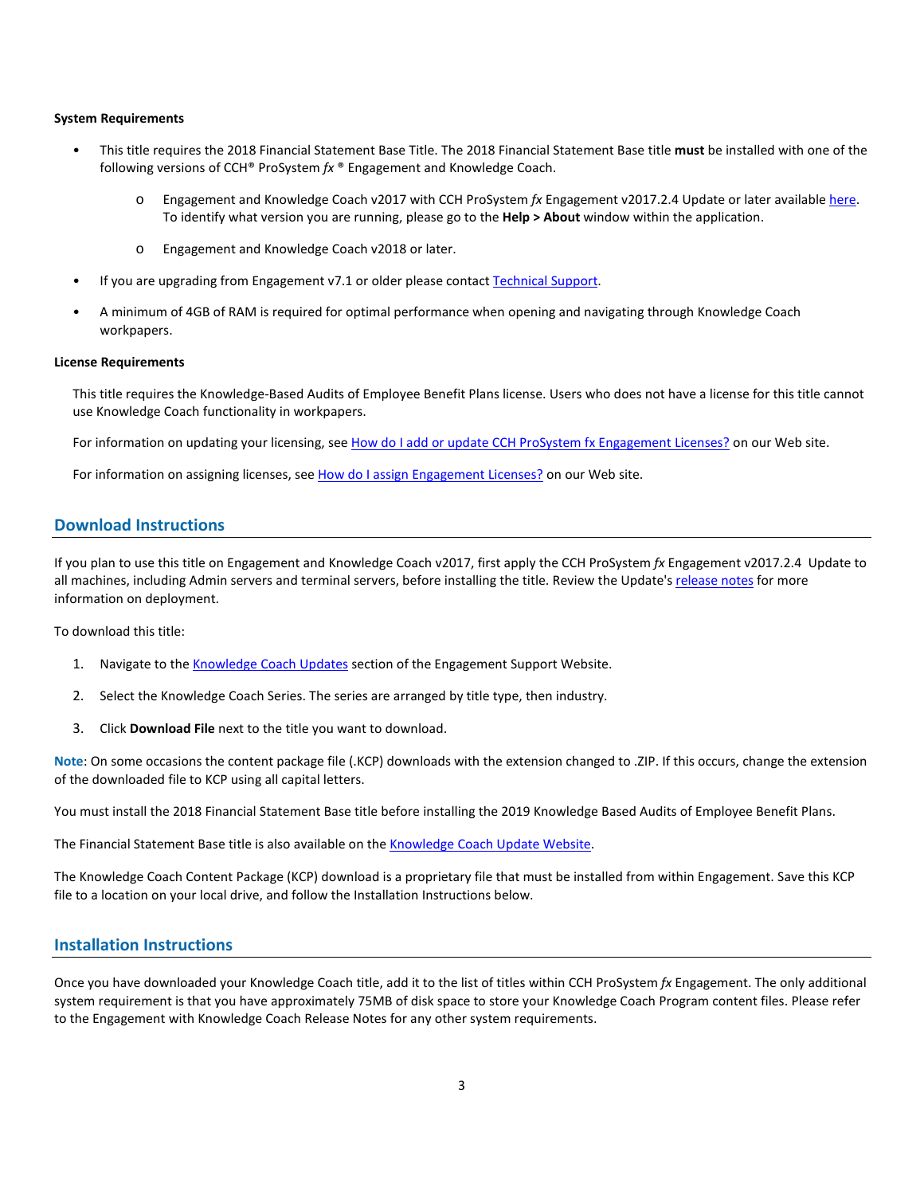**System Requirements**

- This title requires the 2018 Financial Statement Base Title. The 2018 Financial Statement Base title **must** be installed with one of the following versions of CCH® ProSystem *fx* ® Engagement and Knowledge Coach.
    - Engagement and Knowledge Coach v2017 with CCH ProSystem *fx* Engagement v2017.2.4 Update or later available [here](). To identify what version you are running, please go to the **Help > About** window within the application.
    - Engagement and Knowledge Coach v2018 or later.
- If you are upgrading from Engagement v7.1 or older please contact [Technical Support]().
- A minimum of 4GB of RAM is required for optimal performance when opening and navigating through Knowledge Coach workpapers.

**License Requirements**

This title requires the Knowledge-Based Audits of Employee Benefit Plans license. Users who does not have a license for this title cannot use Knowledge Coach functionality in workpapers.

For information on updating your licensing, see [How do I add or update CCH ProSystem fx Engagement Licenses?]() on our Web site.

For information on assigning licenses, see [How do I assign Engagement Licenses?]() on our Web site.

## Download Instructions

If you plan to use this title on Engagement and Knowledge Coach v2017, first apply the CCH ProSystem *fx* Engagement v2017.2.4 Update to all machines, including Admin servers and terminal servers, before installing the title. Review the Update's [release notes]() for more information on deployment.

To download this title:

1. Navigate to the [Knowledge Coach Updates]() section of the Engagement Support Website.
2. Select the Knowledge Coach Series. The series are arranged by title type, then industry.
3. Click **Download File** next to the title you want to download.

**Note**: On some occasions the content package file (.KCP) downloads with the extension changed to .ZIP. If this occurs, change the extension of the downloaded file to KCP using all capital letters.

You must install the 2018 Financial Statement Base title before installing the 2019 Knowledge Based Audits of Employee Benefit Plans.

The Financial Statement Base title is also available on the [Knowledge Coach Update Website]().

The Knowledge Coach Content Package (KCP) download is a proprietary file that must be installed from within Engagement. Save this KCP file to a location on your local drive, and follow the Installation Instructions below.

## Installation Instructions

Once you have downloaded your Knowledge Coach title, add it to the list of titles within CCH ProSystem *fx* Engagement. The only additional system requirement is that you have approximately 75MB of disk space to store your Knowledge Coach Program content files. Please refer to the Engagement with Knowledge Coach Release Notes for any other system requirements.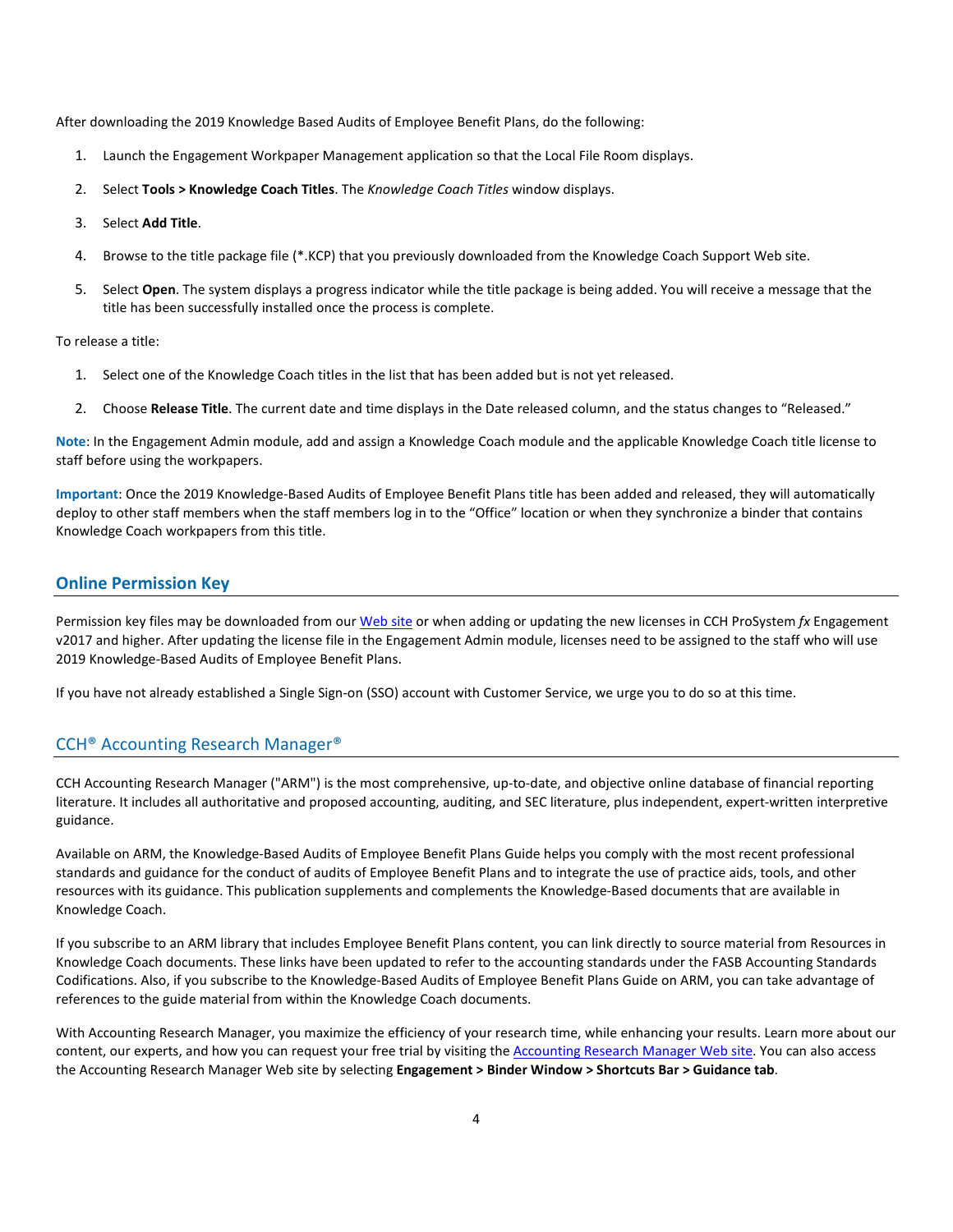After downloading the 2019 Knowledge Based Audits of Employee Benefit Plans, do the following:

1. Launch the Engagement Workpaper Management application so that the Local File Room displays.
2. Select **Tools > Knowledge Coach Titles**. The *Knowledge Coach Titles* window displays.
3. Select **Add Title**.
4. Browse to the title package file (*.KCP) that you previously downloaded from the Knowledge Coach Support Web site.
5. Select **Open**. The system displays a progress indicator while the title package is being added. You will receive a message that the title has been successfully installed once the process is complete.

To release a title:

1. Select one of the Knowledge Coach titles in the list that has been added but is not yet released.
2. Choose **Release Title**. The current date and time displays in the Date released column, and the status changes to "Released."

**Note**: In the Engagement Admin module, add and assign a Knowledge Coach module and the applicable Knowledge Coach title license to staff before using the workpapers.

**Important**: Once the 2019 Knowledge-Based Audits of Employee Benefit Plans title has been added and released, they will automatically deploy to other staff members when the staff members log in to the "Office" location or when they synchronize a binder that contains Knowledge Coach workpapers from this title.

## Online Permission Key

Permission key files may be downloaded from our Web site or when adding or updating the new licenses in CCH ProSystem *fx* Engagement v2017 and higher. After updating the license file in the Engagement Admin module, licenses need to be assigned to the staff who will use 2019 Knowledge-Based Audits of Employee Benefit Plans.

If you have not already established a Single Sign-on (SSO) account with Customer Service, we urge you to do so at this time.

## CCH® Accounting Research Manager®

CCH Accounting Research Manager ("ARM") is the most comprehensive, up-to-date, and objective online database of financial reporting literature. It includes all authoritative and proposed accounting, auditing, and SEC literature, plus independent, expert-written interpretive guidance.

Available on ARM, the Knowledge-Based Audits of Employee Benefit Plans Guide helps you comply with the most recent professional standards and guidance for the conduct of audits of Employee Benefit Plans and to integrate the use of practice aids, tools, and other resources with its guidance. This publication supplements and complements the Knowledge-Based documents that are available in Knowledge Coach.

If you subscribe to an ARM library that includes Employee Benefit Plans content, you can link directly to source material from Resources in Knowledge Coach documents. These links have been updated to refer to the accounting standards under the FASB Accounting Standards Codifications. Also, if you subscribe to the Knowledge-Based Audits of Employee Benefit Plans Guide on ARM, you can take advantage of references to the guide material from within the Knowledge Coach documents.

With Accounting Research Manager, you maximize the efficiency of your research time, while enhancing your results. Learn more about our content, our experts, and how you can request your free trial by visiting the Accounting Research Manager Web site. You can also access the Accounting Research Manager Web site by selecting **Engagement > Binder Window > Shortcuts Bar > Guidance tab**.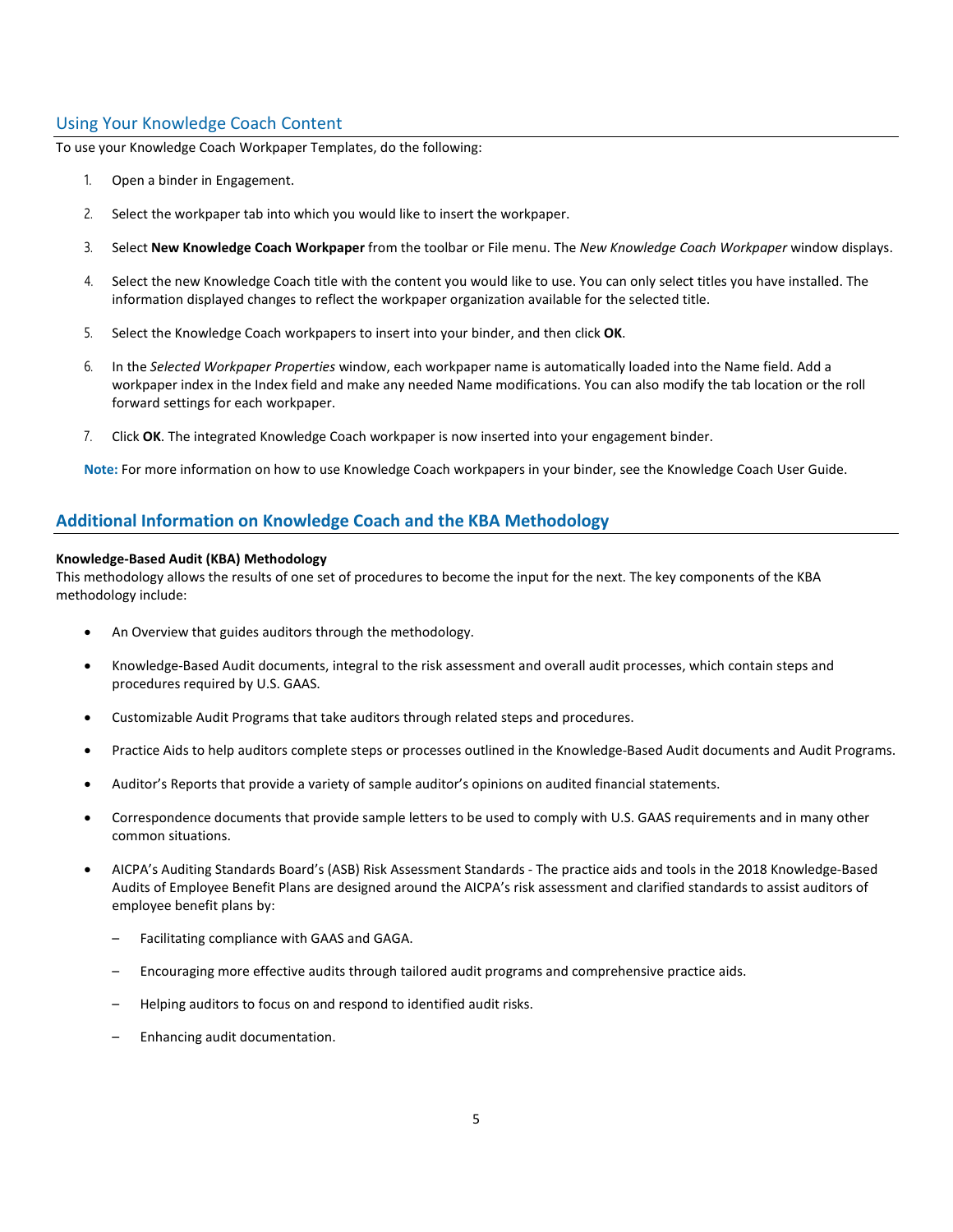## Using Your Knowledge Coach Content

To use your Knowledge Coach Workpaper Templates, do the following:

1. Open a binder in Engagement.
2. Select the workpaper tab into which you would like to insert the workpaper.
3. Select **New Knowledge Coach Workpaper** from the toolbar or File menu. The *New Knowledge Coach Workpaper* window displays.
4. Select the new Knowledge Coach title with the content you would like to use. You can only select titles you have installed. The information displayed changes to reflect the workpaper organization available for the selected title.
5. Select the Knowledge Coach workpapers to insert into your binder, and then click **OK**.
6. In the *Selected Workpaper Properties* window, each workpaper name is automatically loaded into the Name field. Add a workpaper index in the Index field and make any needed Name modifications. You can also modify the tab location or the roll forward settings for each workpaper.
7. Click **OK**. The integrated Knowledge Coach workpaper is now inserted into your engagement binder.

**Note:** For more information on how to use Knowledge Coach workpapers in your binder, see the Knowledge Coach User Guide.

## Additional Information on Knowledge Coach and the KBA Methodology

**Knowledge-Based Audit (KBA) Methodology**

This methodology allows the results of one set of procedures to become the input for the next. The key components of the KBA methodology include:

- An Overview that guides auditors through the methodology.
- Knowledge-Based Audit documents, integral to the risk assessment and overall audit processes, which contain steps and procedures required by U.S. GAAS.
- Customizable Audit Programs that take auditors through related steps and procedures.
- Practice Aids to help auditors complete steps or processes outlined in the Knowledge-Based Audit documents and Audit Programs.
- Auditor's Reports that provide a variety of sample auditor's opinions on audited financial statements.
- Correspondence documents that provide sample letters to be used to comply with U.S. GAAS requirements and in many other common situations.
- AICPA's Auditing Standards Board's (ASB) Risk Assessment Standards - The practice aids and tools in the 2018 Knowledge-Based Audits of Employee Benefit Plans are designed around the AICPA's risk assessment and clarified standards to assist auditors of employee benefit plans by:
  - Facilitating compliance with GAAS and GAGA.
  - Encouraging more effective audits through tailored audit programs and comprehensive practice aids.
  - Helping auditors to focus on and respond to identified audit risks.
  - Enhancing audit documentation.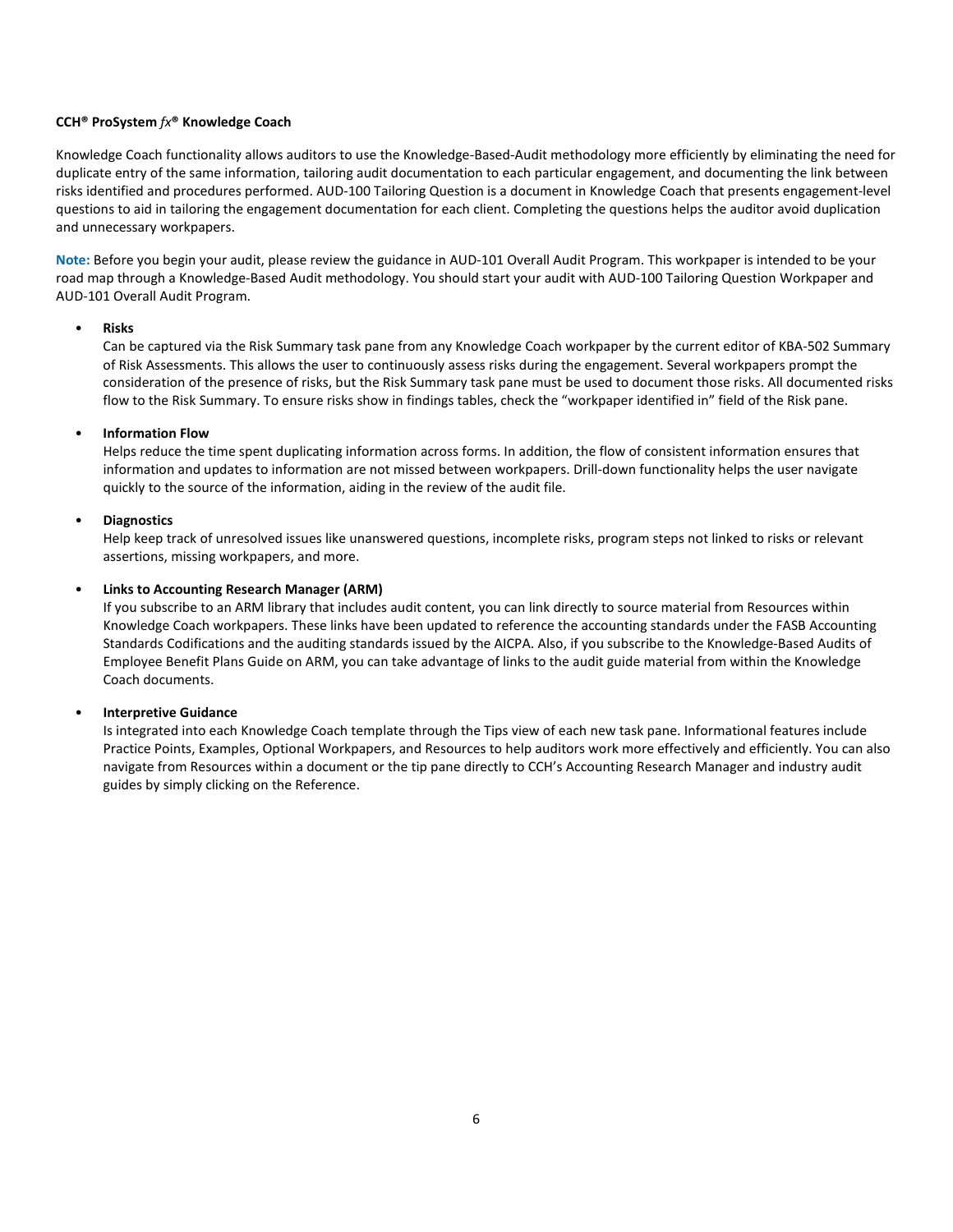**CCH® ProSystem *fx*® Knowledge Coach**

Knowledge Coach functionality allows auditors to use the Knowledge-Based-Audit methodology more efficiently by eliminating the need for duplicate entry of the same information, tailoring audit documentation to each particular engagement, and documenting the link between risks identified and procedures performed. AUD-100 Tailoring Question is a document in Knowledge Coach that presents engagement-level questions to aid in tailoring the engagement documentation for each client. Completing the questions helps the auditor avoid duplication and unnecessary workpapers.

**Note:** Before you begin your audit, please review the guidance in AUD-101 Overall Audit Program. This workpaper is intended to be your road map through a Knowledge-Based Audit methodology. You should start your audit with AUD-100 Tailoring Question Workpaper and AUD-101 Overall Audit Program.

- **Risks**
  Can be captured via the Risk Summary task pane from any Knowledge Coach workpaper by the current editor of KBA-502 Summary of Risk Assessments. This allows the user to continuously assess risks during the engagement. Several workpapers prompt the consideration of the presence of risks, but the Risk Summary task pane must be used to document those risks. All documented risks flow to the Risk Summary. To ensure risks show in findings tables, check the "workpaper identified in" field of the Risk pane.

- **Information Flow**
  Helps reduce the time spent duplicating information across forms. In addition, the flow of consistent information ensures that information and updates to information are not missed between workpapers. Drill-down functionality helps the user navigate quickly to the source of the information, aiding in the review of the audit file.

- **Diagnostics**
  Help keep track of unresolved issues like unanswered questions, incomplete risks, program steps not linked to risks or relevant assertions, missing workpapers, and more.

- **Links to Accounting Research Manager (ARM)**
  If you subscribe to an ARM library that includes audit content, you can link directly to source material from Resources within Knowledge Coach workpapers. These links have been updated to reference the accounting standards under the FASB Accounting Standards Codifications and the auditing standards issued by the AICPA. Also, if you subscribe to the Knowledge-Based Audits of Employee Benefit Plans Guide on ARM, you can take advantage of links to the audit guide material from within the Knowledge Coach documents.

- **Interpretive Guidance**
  Is integrated into each Knowledge Coach template through the Tips view of each new task pane. Informational features include Practice Points, Examples, Optional Workpapers, and Resources to help auditors work more effectively and efficiently. You can also navigate from Resources within a document or the tip pane directly to CCH's Accounting Research Manager and industry audit guides by simply clicking on the Reference.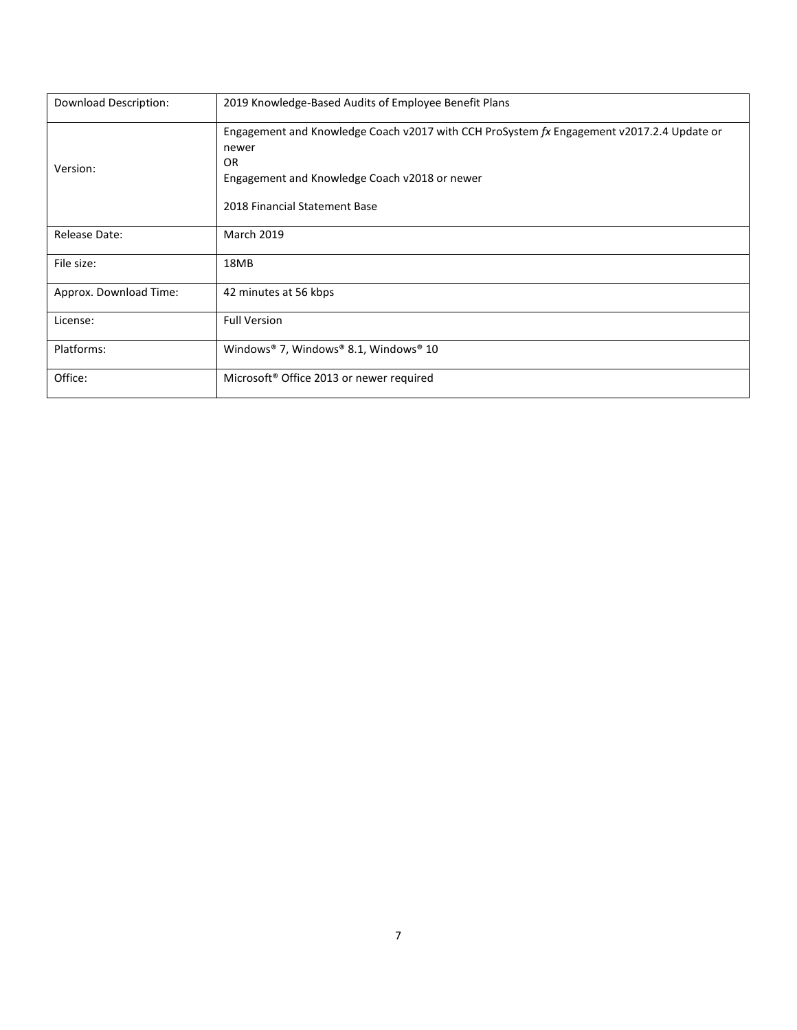| | |
|---|---|
| Download Description: | 2019 Knowledge-Based Audits of Employee Benefit Plans |
| Version: | Engagement and Knowledge Coach v2017 with CCH ProSystem *fx* Engagement v2017.2.4 Update or newer<br>OR<br>Engagement and Knowledge Coach v2018 or newer<br><br>2018 Financial Statement Base |
| Release Date: | March 2019 |
| File size: | 18MB |
| Approx. Download Time: | 42 minutes at 56 kbps |
| License: | Full Version |
| Platforms: | Windows® 7, Windows® 8.1, Windows® 10 |
| Office: | Microsoft® Office 2013 or newer required |